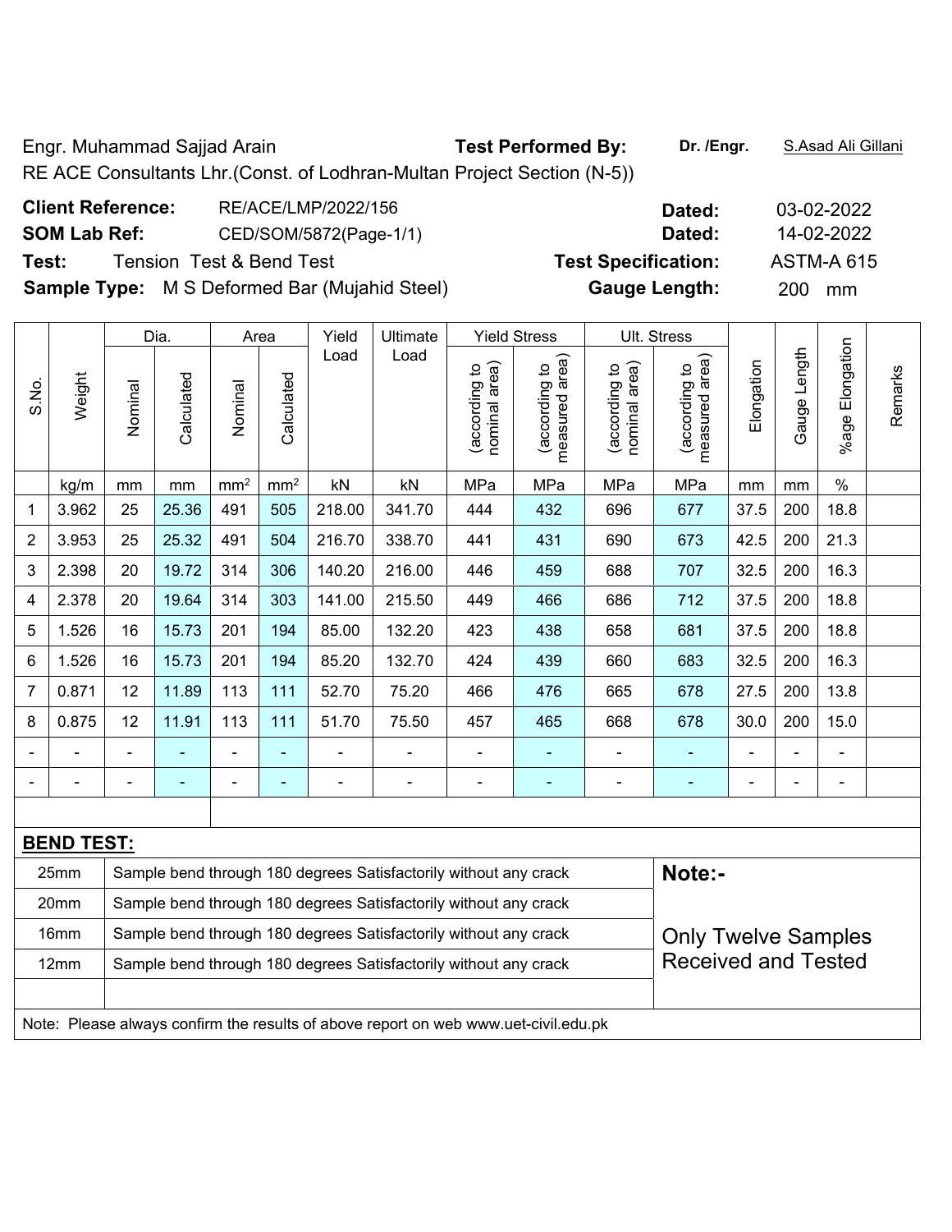Engr. Muhammad Sajjad Arain **Test Performed By:** **Dr. /Engr.** S.Asad Ali Gillani

RE ACE Consultants Lhr.(Const. of Lodhran-Multan Project Section (N-5))

**Client Reference:** RE/ACE/LMP/2022/156 **Dated:** 03-02-2022

**SOM Lab Ref:** CED/SOM/5872(Page-1/1) **Dated:** 14-02-2022

**Test:** Tension Test & Bend Test **Test Specification:** ASTM-A 615

**Sample Type:** M S Deformed Bar (Mujahid Steel) **Gauge Length:** 200 mm

| S.No. | Weight | Dia. | | Area | | Yield Load | Ultimate Load | Yield Stress | | Ult. Stress | | Elongation | Gauge Length | %age Elongation | Remarks |
|---|---|---|---|---|---|---|---|---|---|---|---|---|---|---|---|
| | | Nominal | Calculated | Nominal | Calculated | | | (according to nominal area) | (according to measured area) | (according to nominal area) | (according to measured area) | | | | |
| | kg/m | mm | mm | mm² | mm² | kN | kN | MPa | MPa | MPa | MPa | mm | mm | % | |
| 1 | 3.962 | 25 | 25.36 | 491 | 505 | 218.00 | 341.70 | 444 | 432 | 696 | 677 | 37.5 | 200 | 18.8 | |
| 2 | 3.953 | 25 | 25.32 | 491 | 504 | 216.70 | 338.70 | 441 | 431 | 690 | 673 | 42.5 | 200 | 21.3 | |
| 3 | 2.398 | 20 | 19.72 | 314 | 306 | 140.20 | 216.00 | 446 | 459 | 688 | 707 | 32.5 | 200 | 16.3 | |
| 4 | 2.378 | 20 | 19.64 | 314 | 303 | 141.00 | 215.50 | 449 | 466 | 686 | 712 | 37.5 | 200 | 18.8 | |
| 5 | 1.526 | 16 | 15.73 | 201 | 194 | 85.00 | 132.20 | 423 | 438 | 658 | 681 | 37.5 | 200 | 18.8 | |
| 6 | 1.526 | 16 | 15.73 | 201 | 194 | 85.20 | 132.70 | 424 | 439 | 660 | 683 | 32.5 | 200 | 16.3 | |
| 7 | 0.871 | 12 | 11.89 | 113 | 111 | 52.70 | 75.20 | 466 | 476 | 665 | 678 | 27.5 | 200 | 13.8 | |
| 8 | 0.875 | 12 | 11.91 | 113 | 111 | 51.70 | 75.50 | 457 | 465 | 668 | 678 | 30.0 | 200 | 15.0 | |
| - | - | - | - | - | - | - | - | - | - | - | - | - | - | - | |
| - | - | - | - | - | - | - | - | - | - | - | - | - | - | - | |

**BEND TEST:**

| Size | Result |
|---|---|
| 25mm | Sample bend through 180 degrees Satisfactorily without any crack |
| 20mm | Sample bend through 180 degrees Satisfactorily without any crack |
| 16mm | Sample bend through 180 degrees Satisfactorily without any crack |
| 12mm | Sample bend through 180 degrees Satisfactorily without any crack |

**Note:-**

Only Twelve Samples Received and Tested

Note: Please always confirm the results of above report on web www.uet-civil.edu.pk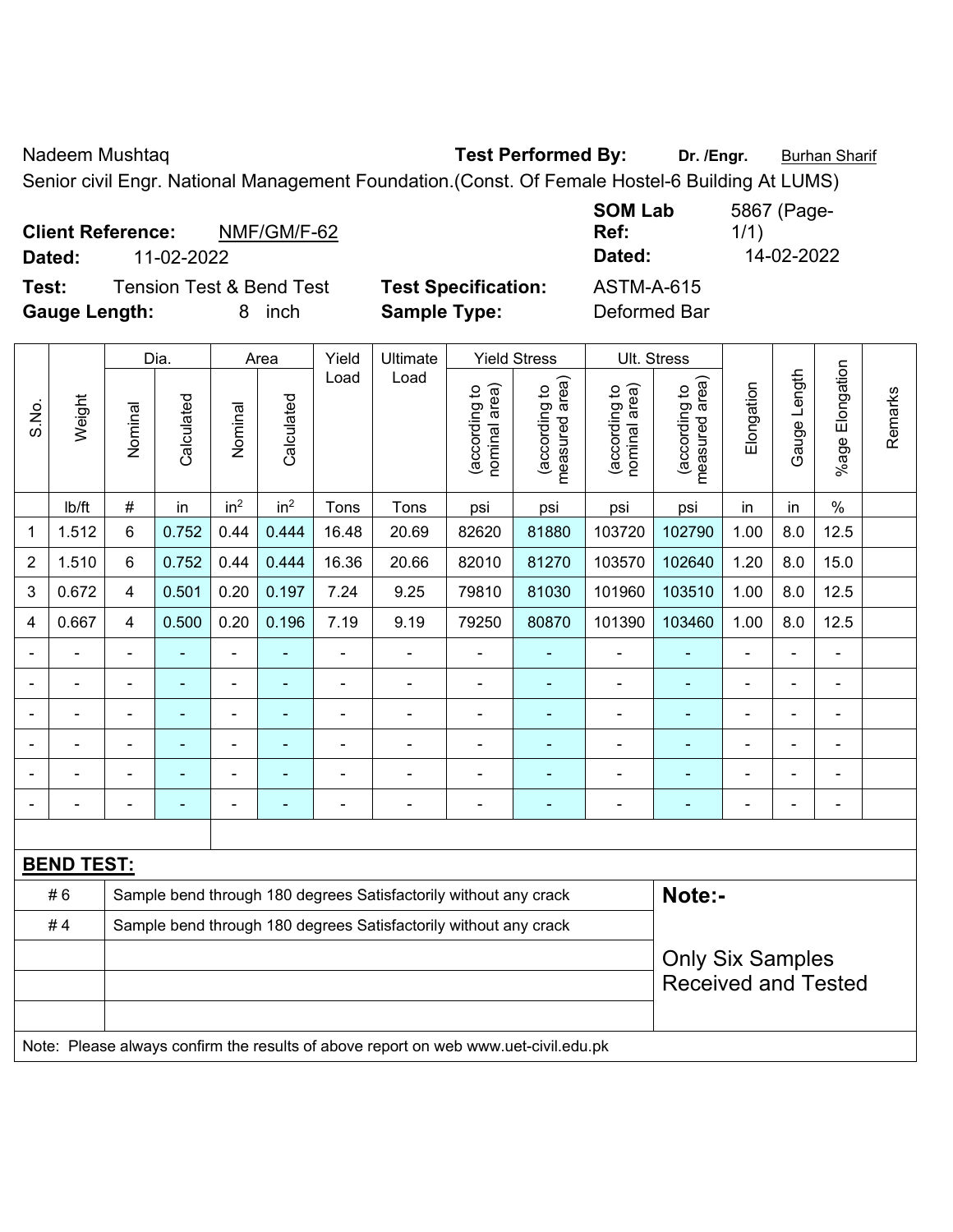Nadeem Mushtaq **Test Performed By:** **Dr. /Engr.** Burhan Sharif

Senior civil Engr. National Management Foundation.(Const. Of Female Hostel-6 Building At LUMS)

**Client Reference:** NMF/GM/F-62 **SOM Lab Ref:** 5867 (Page-1/1)

**Dated:** 11-02-2022 **Dated:** 14-02-2022

**Test:** Tension Test & Bend Test **Test Specification:** ASTM-A-615

**Gauge Length:** 8 inch **Sample Type:** Deformed Bar

| S.No. | Weight | Dia. | | Area | | Yield Load | Ultimate Load | Yield Stress | | Ult. Stress | | Elongation | Gauge Length | %age Elongation | Remarks |
|---|---|---|---|---|---|---|---|---|---|---|---|---|---|---|---|
| | | Nominal | Calculated | Nominal | Calculated | | | (according to nominal area) | (according to measured area) | (according to nominal area) | (according to measured area) | | | | |
| | lb/ft | # | in | $in^2$ | $in^2$ | Tons | Tons | psi | psi | psi | psi | in | in | % | |
| 1 | 1.512 | 6 | 0.752 | 0.44 | 0.444 | 16.48 | 20.69 | 82620 | 81880 | 103720 | 102790 | 1.00 | 8.0 | 12.5 | |
| 2 | 1.510 | 6 | 0.752 | 0.44 | 0.444 | 16.36 | 20.66 | 82010 | 81270 | 103570 | 102640 | 1.20 | 8.0 | 15.0 | |
| 3 | 0.672 | 4 | 0.501 | 0.20 | 0.197 | 7.24 | 9.25 | 79810 | 81030 | 101960 | 103510 | 1.00 | 8.0 | 12.5 | |
| 4 | 0.667 | 4 | 0.500 | 0.20 | 0.196 | 7.19 | 9.19 | 79250 | 80870 | 101390 | 103460 | 1.00 | 8.0 | 12.5 | |
| - | - | - | - | - | - | - | - | - | - | - | - | - | - | - | |
| - | - | - | - | - | - | - | - | - | - | - | - | - | - | - | |
| - | - | - | - | - | - | - | - | - | - | - | - | - | - | - | |
| - | - | - | - | - | - | - | - | - | - | - | - | - | - | - | |
| - | - | - | - | - | - | - | - | - | - | - | - | - | - | - | |
| - | - | - | - | - | - | - | - | - | - | - | - | - | - | - | |

**BEND TEST:**

| | | |
|---|---|---|
| # 6 | Sample bend through 180 degrees Satisfactorily without any crack | **Note:-** |
| # 4 | Sample bend through 180 degrees Satisfactorily without any crack | Only Six Samples Received and Tested |

Note: Please always confirm the results of above report on web www.uet-civil.edu.pk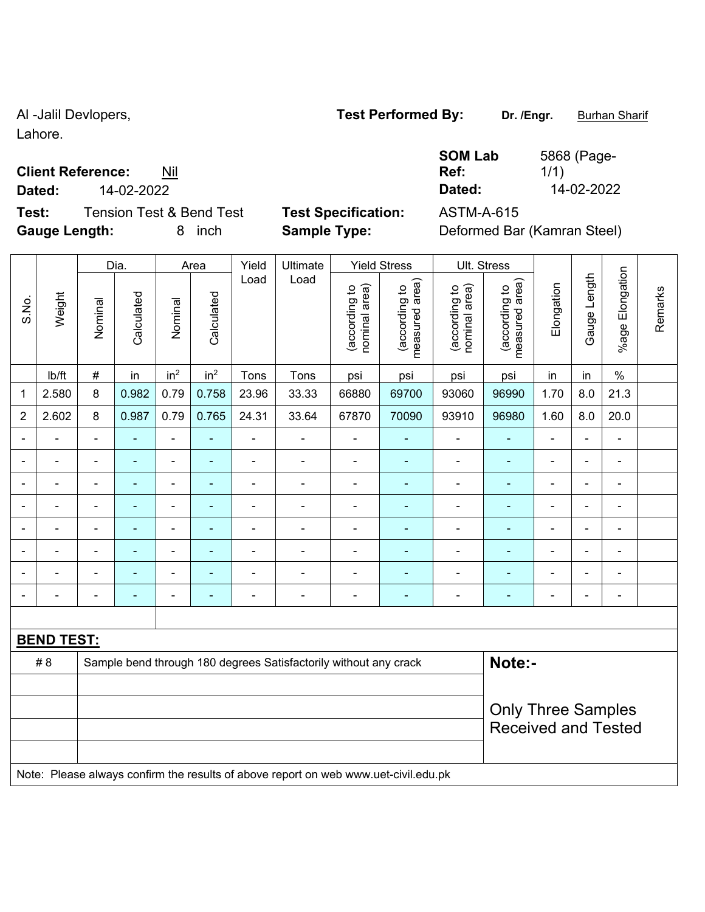Al -Jalil Devlopers,
Lahore.

**Test Performed By:** **Dr. /Engr.** Burhan Sharif

**Client Reference:** Nil

**Dated:** 14-02-2022

**SOM Lab Ref:** 5868 (Page-1/1)

**Dated:** 14-02-2022

**Test:** Tension Test & Bend Test

**Test Specification:** ASTM-A-615

**Gauge Length:** 8 inch

**Sample Type:** Deformed Bar (Kamran Steel)

| S.No. | Weight | Dia. | | Area | | Yield Load | Ultimate Load | Yield Stress | | Ult. Stress | | Elongation | Gauge Length | %age Elongation | Remarks |
|---|---|---|---|---|---|---|---|---|---|---|---|---|---|---|---|
| | | Nominal | Calculated | Nominal | Calculated | | | (according to nominal area) | (according to measured area) | (according to nominal area) | (according to measured area) | | | | |
| | lb/ft | # | in | in$^2$ | in$^2$ | Tons | Tons | psi | psi | psi | psi | in | in | % | |
| 1 | 2.580 | 8 | 0.982 | 0.79 | 0.758 | 23.96 | 33.33 | 66880 | 69700 | 93060 | 96990 | 1.70 | 8.0 | 21.3 | |
| 2 | 2.602 | 8 | 0.987 | 0.79 | 0.765 | 24.31 | 33.64 | 67870 | 70090 | 93910 | 96980 | 1.60 | 8.0 | 20.0 | |
| - | - | - | - | - | - | - | - | - | - | - | - | - | - | - | |
| - | - | - | - | - | - | - | - | - | - | - | - | - | - | - | |
| - | - | - | - | - | - | - | - | - | - | - | - | - | - | - | |
| - | - | - | - | - | - | - | - | - | - | - | - | - | - | - | |
| - | - | - | - | - | - | - | - | - | - | - | - | - | - | - | |
| - | - | - | - | - | - | - | - | - | - | - | - | - | - | - | |
| - | - | - | - | - | - | - | - | - | - | - | - | - | - | - | |
| - | - | - | - | - | - | - | - | - | - | - | - | - | - | - | |

**BEND TEST:**

| | | |
|---|---|---|
| # 8 | Sample bend through 180 degrees Satisfactorily without any crack | **Note:-** |
| | | Only Three Samples Received and Tested |

Note: Please always confirm the results of above report on web www.uet-civil.edu.pk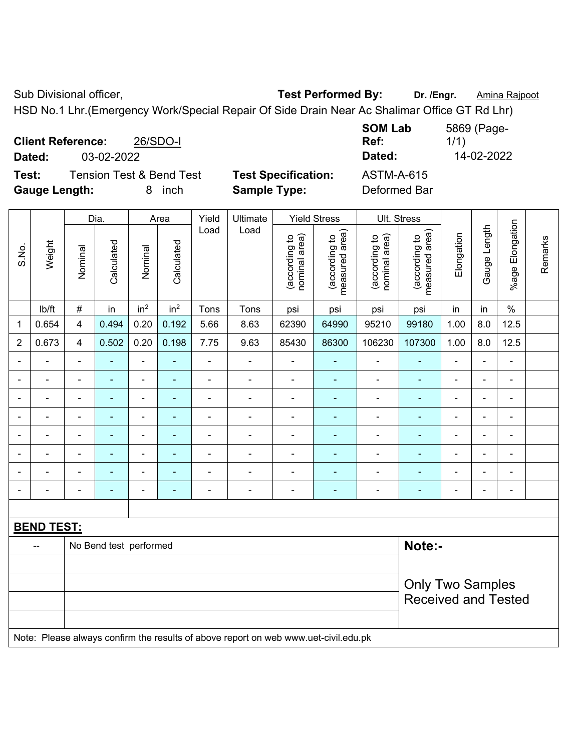Sub Divisional officer, **Test Performed By:** **Dr. /Engr.** Amina Rajpoot

HSD No.1 Lhr.(Emergency Work/Special Repair Of Side Drain Near Ac Shalimar Office GT Rd Lhr)

**Client Reference:** 26/SDO-I **SOM Lab Ref:** 5869 (Page-1/1)

**Dated:** 03-02-2022 **Dated:** 14-02-2022

**Test:** Tension Test & Bend Test **Test Specification:** ASTM-A-615

**Gauge Length:** 8 inch **Sample Type:** Deformed Bar

| S.No. | Weight | Dia. | | Area | | Yield Load | Ultimate Load | Yield Stress | | Ult. Stress | | Elongation | Gauge Length | %age Elongation | Remarks |
|---|---|---|---|---|---|---|---|---|---|---|---|---|---|---|---|
| | | Nominal | Calculated | Nominal | Calculated | | | (according to nominal area) | (according to measured area) | (according to nominal area) | (according to measured area) | | | | |
| | lb/ft | # | in | in² | in² | Tons | Tons | psi | psi | psi | psi | in | in | % | |
| 1 | 0.654 | 4 | 0.494 | 0.20 | 0.192 | 5.66 | 8.63 | 62390 | 64990 | 95210 | 99180 | 1.00 | 8.0 | 12.5 | |
| 2 | 0.673 | 4 | 0.502 | 0.20 | 0.198 | 7.75 | 9.63 | 85430 | 86300 | 106230 | 107300 | 1.00 | 8.0 | 12.5 | |
| - | - | - | - | - | - | - | - | - | - | - | - | - | - | - | |
| - | - | - | - | - | - | - | - | - | - | - | - | - | - | - | |
| - | - | - | - | - | - | - | - | - | - | - | - | - | - | - | |
| - | - | - | - | - | - | - | - | - | - | - | - | - | - | - | |
| - | - | - | - | - | - | - | - | - | - | - | - | - | - | - | |
| - | - | - | - | - | - | - | - | - | - | - | - | - | - | - | |
| - | - | - | - | - | - | - | - | - | - | - | - | - | - | - | |
| - | - | - | - | - | - | - | - | - | - | - | - | - | - | - | |

**BEND TEST:**

| | | |
|---|---|---|
| -- | No Bend test performed | **Note:-** |
| | | Only Two Samples Received and Tested |

Note: Please always confirm the results of above report on web www.uet-civil.edu.pk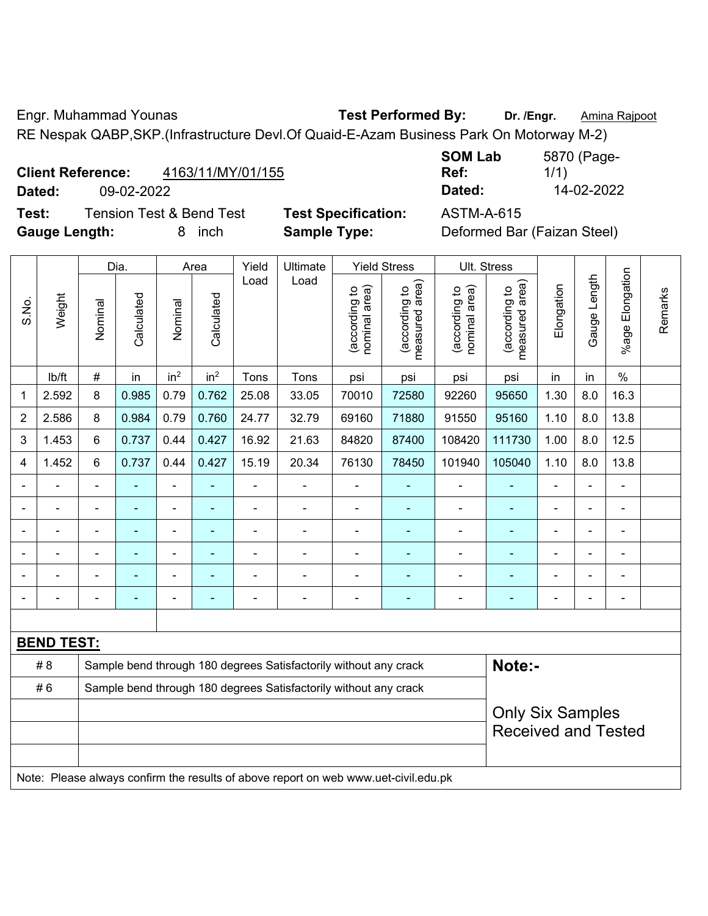Engr. Muhammad Younas

**Test Performed By:** **Dr. /Engr.** Amina Rajpoot

RE Nespak QABP,SKP.(Infrastructure Devl.Of Quaid-E-Azam Business Park On Motorway M-2)

**Client Reference:** 4163/11/MY/01/155

**Dated:** 09-02-2022

**SOM Lab Ref:** 5870 (Page-1/1)

**Dated:** 14-02-2022

**Test:** Tension Test & Bend Test

**Test Specification:** ASTM-A-615

**Gauge Length:** 8 inch

**Sample Type:** Deformed Bar (Faizan Steel)

| S.No. | Weight | Dia. | | Area | | Yield Load | Ultimate Load | Yield Stress | | Ult. Stress | | Elongation | Gauge Length | %age Elongation | Remarks |
|---|---|---|---|---|---|---|---|---|---|---|---|---|---|---|---|
| | | Nominal | Calculated | Nominal | Calculated | | | (according to nominal area) | (according to measured area) | (according to nominal area) | (according to measured area) | | | | |
| | lb/ft | # | in | in² | in² | Tons | Tons | psi | psi | psi | psi | in | in | % | |
| 1 | 2.592 | 8 | 0.985 | 0.79 | 0.762 | 25.08 | 33.05 | 70010 | 72580 | 92260 | 95650 | 1.30 | 8.0 | 16.3 | |
| 2 | 2.586 | 8 | 0.984 | 0.79 | 0.760 | 24.77 | 32.79 | 69160 | 71880 | 91550 | 95160 | 1.10 | 8.0 | 13.8 | |
| 3 | 1.453 | 6 | 0.737 | 0.44 | 0.427 | 16.92 | 21.63 | 84820 | 87400 | 108420 | 111730 | 1.00 | 8.0 | 12.5 | |
| 4 | 1.452 | 6 | 0.737 | 0.44 | 0.427 | 15.19 | 20.34 | 76130 | 78450 | 101940 | 105040 | 1.10 | 8.0 | 13.8 | |
| - | - | - | - | - | - | - | - | - | - | - | - | - | - | - | |
| - | - | - | - | - | - | - | - | - | - | - | - | - | - | - | |
| - | - | - | - | - | - | - | - | - | - | - | - | - | - | - | |
| - | - | - | - | - | - | - | - | - | - | - | - | - | - | - | |
| - | - | - | - | - | - | - | - | - | - | - | - | - | - | - | |
| - | - | - | - | - | - | - | - | - | - | - | - | - | - | - | |

**BEND TEST:**

| | | |
|---|---|---|
| # 8 | Sample bend through 180 degrees Satisfactorily without any crack | **Note:-** |
| # 6 | Sample bend through 180 degrees Satisfactorily without any crack | Only Six Samples Received and Tested |

Note: Please always confirm the results of above report on web www.uet-civil.edu.pk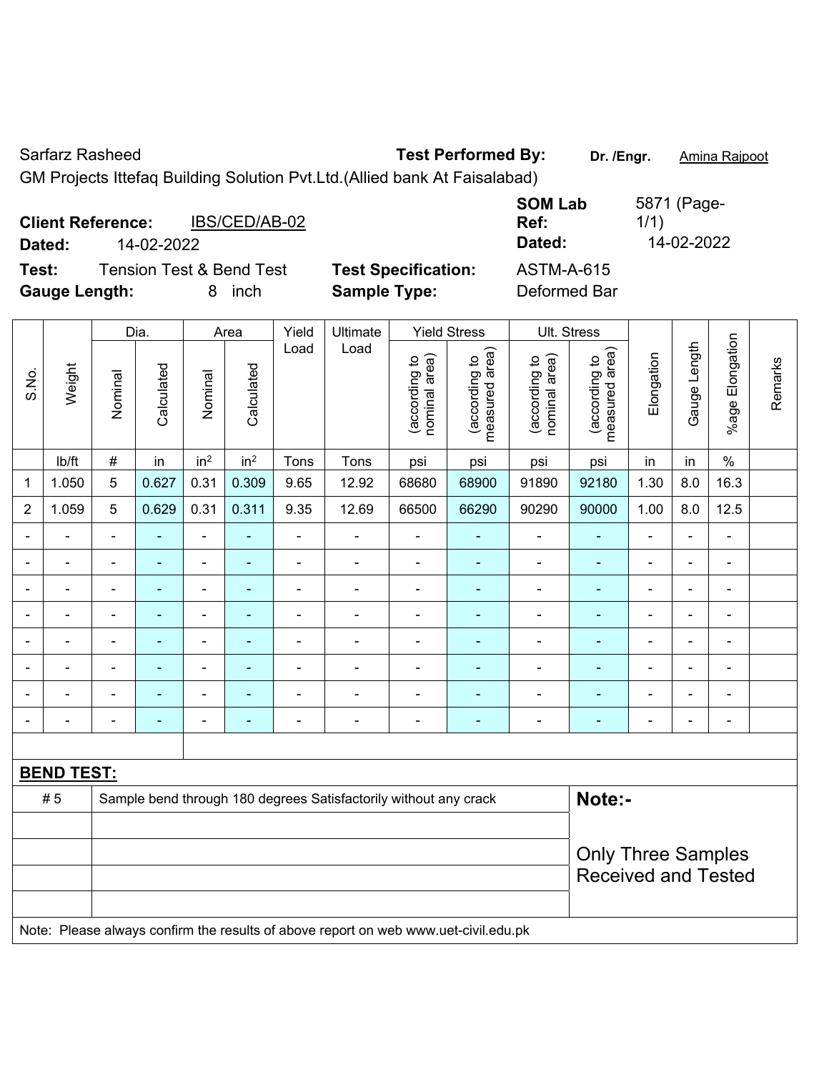Sarfarz Rasheed

GM Projects Ittefaq Building Solution Pvt.Ltd.(Allied bank At Faisalabad)

**Test Performed By:** Dr. /Engr. Amina Rajpoot

**Client Reference:** IBS/CED/AB-02

**Dated:** 14-02-2022

**SOM Lab Ref:** 5871 (Page-1/1)

**Dated:** 14-02-2022

**Test:** Tension Test & Bend Test

**Test Specification:** ASTM-A-615

**Gauge Length:** 8 inch

**Sample Type:** Deformed Bar

| S.No. | Weight | Dia. | | Area | | Yield Load | Ultimate Load | Yield Stress | | Ult. Stress | | Elongation | Gauge Length | %age Elongation | Remarks |
|---|---|---|---|---|---|---|---|---|---|---|---|---|---|---|---|
| | | Nominal | Calculated | Nominal | Calculated | | | (according to nominal area) | (according to measured area) | (according to nominal area) | (according to measured area) | | | | |
| | lb/ft | # | in | $in^2$ | $in^2$ | Tons | Tons | psi | psi | psi | psi | in | in | % | |
| 1 | 1.050 | 5 | 0.627 | 0.31 | 0.309 | 9.65 | 12.92 | 68680 | 68900 | 91890 | 92180 | 1.30 | 8.0 | 16.3 | |
| 2 | 1.059 | 5 | 0.629 | 0.31 | 0.311 | 9.35 | 12.69 | 66500 | 66290 | 90290 | 90000 | 1.00 | 8.0 | 12.5 | |
| - | - | - | - | - | - | - | - | - | - | - | - | - | - | - | |
| - | - | - | - | - | - | - | - | - | - | - | - | - | - | - | |
| - | - | - | - | - | - | - | - | - | - | - | - | - | - | - | |
| - | - | - | - | - | - | - | - | - | - | - | - | - | - | - | |
| - | - | - | - | - | - | - | - | - | - | - | - | - | - | - | |
| - | - | - | - | - | - | - | - | - | - | - | - | - | - | - | |
| - | - | - | - | - | - | - | - | - | - | - | - | - | - | - | |
| - | - | - | - | - | - | - | - | - | - | - | - | - | - | - | |

**BEND TEST:**

| | | |
|---|---|---|
| # 5 | Sample bend through 180 degrees Satisfactorily without any crack | **Note:-** Only Three Samples Received and Tested |

Note: Please always confirm the results of above report on web www.uet-civil.edu.pk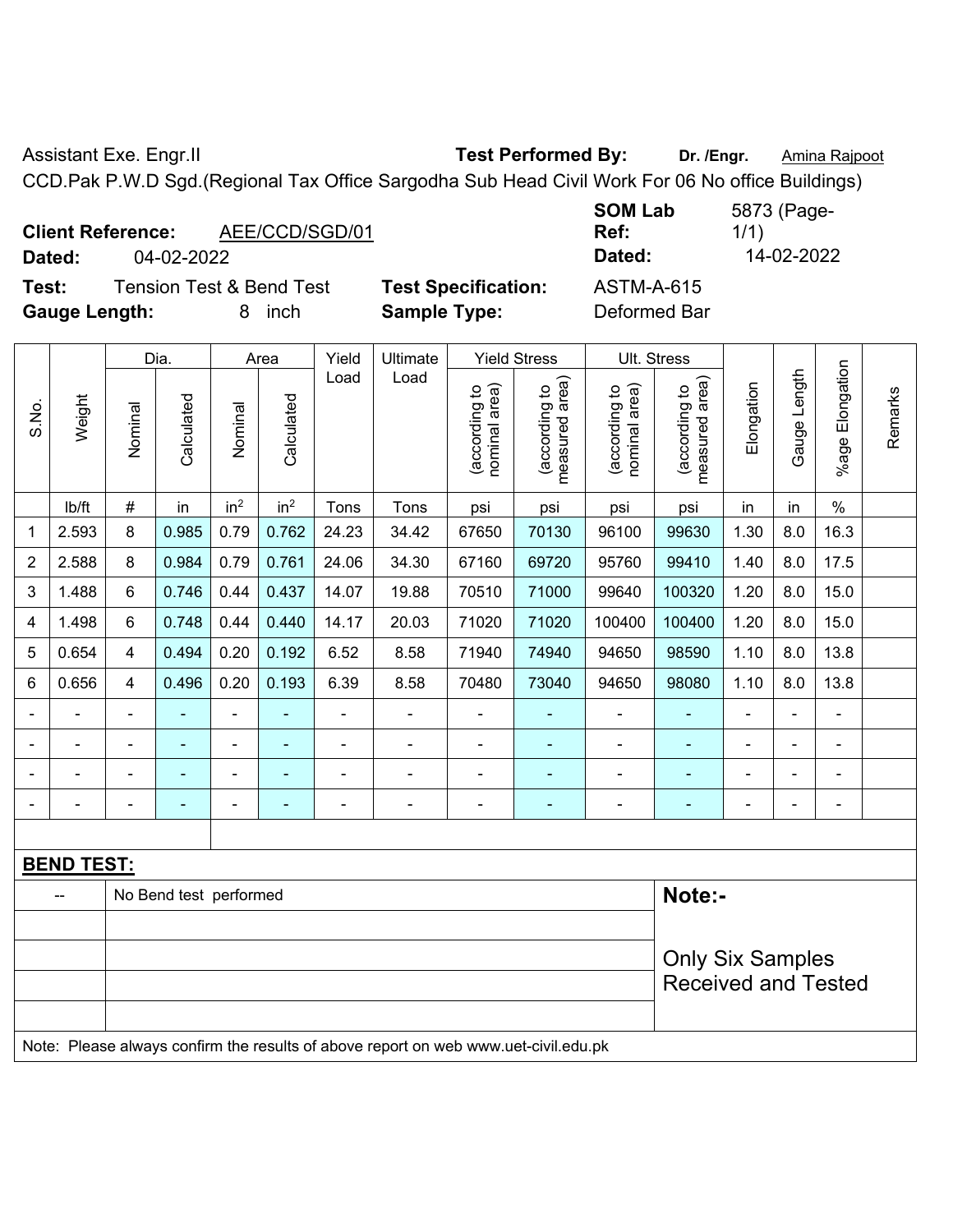Assistant Exe. Engr.II **Test Performed By:** **Dr. /Engr.** Amina Rajpoot

CCD.Pak P.W.D Sgd.(Regional Tax Office Sargodha Sub Head Civil Work For 06 No office Buildings)

**Client Reference:** AEE/CCD/SGD/01 **SOM Lab Ref:** 5873 (Page-1/1)

**Dated:** 04-02-2022 **Dated:** 14-02-2022

**Test:** Tension Test & Bend Test **Test Specification:** ASTM-A-615

**Gauge Length:** 8 inch **Sample Type:** Deformed Bar

| S.No. | Weight | Dia. | | Area | | Yield Load | Ultimate Load | Yield Stress | | Ult. Stress | | Elongation | Gauge Length | %age Elongation | Remarks |
|---|---|---|---|---|---|---|---|---|---|---|---|---|---|---|---|
| | | Nominal | Calculated | Nominal | Calculated | | | (according to nominal area) | (according to measured area) | (according to nominal area) | (according to measured area) | | | | |
| | lb/ft | # | in | in$^2$ | in$^2$ | Tons | Tons | psi | psi | psi | psi | in | in | % | |
| 1 | 2.593 | 8 | 0.985 | 0.79 | 0.762 | 24.23 | 34.42 | 67650 | 70130 | 96100 | 99630 | 1.30 | 8.0 | 16.3 | |
| 2 | 2.588 | 8 | 0.984 | 0.79 | 0.761 | 24.06 | 34.30 | 67160 | 69720 | 95760 | 99410 | 1.40 | 8.0 | 17.5 | |
| 3 | 1.488 | 6 | 0.746 | 0.44 | 0.437 | 14.07 | 19.88 | 70510 | 71000 | 99640 | 100320 | 1.20 | 8.0 | 15.0 | |
| 4 | 1.498 | 6 | 0.748 | 0.44 | 0.440 | 14.17 | 20.03 | 71020 | 71020 | 100400 | 100400 | 1.20 | 8.0 | 15.0 | |
| 5 | 0.654 | 4 | 0.494 | 0.20 | 0.192 | 6.52 | 8.58 | 71940 | 74940 | 94650 | 98590 | 1.10 | 8.0 | 13.8 | |
| 6 | 0.656 | 4 | 0.496 | 0.20 | 0.193 | 6.39 | 8.58 | 70480 | 73040 | 94650 | 98080 | 1.10 | 8.0 | 13.8 | |
| - | - | - | - | - | - | - | - | - | - | - | - | - | - | - | |
| - | - | - | - | - | - | - | - | - | - | - | - | - | - | - | |
| - | - | - | - | - | - | - | - | - | - | - | - | - | - | - | |
| - | - | - | - | - | - | - | - | - | - | - | - | - | - | - | |

**BEND TEST:**

| | | |
|---|---|---|
| -- | No Bend test performed | **Note:-** |
| | | Only Six Samples Received and Tested |

Note: Please always confirm the results of above report on web www.uet-civil.edu.pk